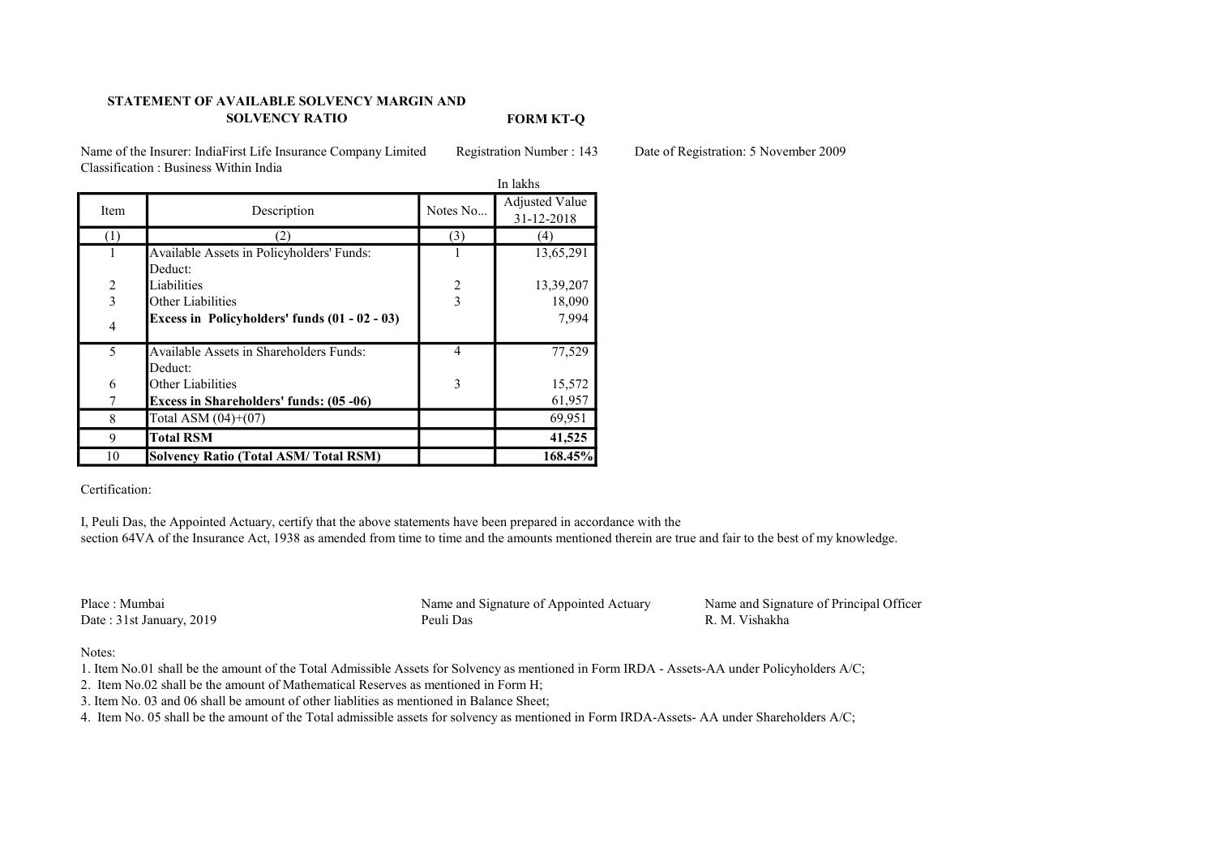## STATEMENT OF AVAILABLE SOLVENCY MARGIN AND SOLVENCY RATIO

**FORM KT-Q**

Name of the Insurer: IndiaFirst Life Insurance Company Limited    Registration Number : 143    Date of Registration: 5 November 2009

Classification : Business Within India

In lakhs

| Item | Description | Notes No... | Adjusted Value 31-12-2018 |
|---|---|---|---|
| (1) | (2) | (3) | (4) |
| 1 | Available Assets in Policyholders' Funds: | 1 | 13,65,291 |
| | Deduct: | | |
| 2 | Liabilities | 2 | 13,39,207 |
| 3 | Other Liabilities | 3 | 18,090 |
| 4 | **Excess in Policyholders' funds (01 - 02 - 03)** | | 7,994 |
| 5 | Available Assets in Shareholders Funds: | 4 | 77,529 |
| | Deduct: | | |
| 6 | Other Liabilities | 3 | 15,572 |
| 7 | **Excess in Shareholders' funds: (05 -06)** | | 61,957 |
| 8 | Total ASM (04)+(07) | | 69,951 |
| 9 | **Total RSM** | | **41,525** |
| 10 | **Solvency Ratio (Total ASM/ Total RSM)** | | **168.45%** |

Certification:

I, Peuli Das, the Appointed Actuary, certify that the above statements have been prepared in accordance with the section 64VA of the Insurance Act, 1938 as amended from time to time and the amounts mentioned therein are true and fair to the best of my knowledge.

Place : Mumbai
Date : 31st January, 2019

Name and Signature of Appointed Actuary
Peuli Das

Name and Signature of Principal Officer
R. M. Vishakha

Notes:

1. Item No.01 shall be the amount of the Total Admissible Assets for Solvency as mentioned in Form IRDA - Assets-AA under Policyholders A/C;
2. Item No.02 shall be the amount of Mathematical Reserves as mentioned in Form H;
3. Item No. 03 and 06 shall be amount of other liablities as mentioned in Balance Sheet;
4. Item No. 05 shall be the amount of the Total admissible assets for solvency as mentioned in Form IRDA-Assets- AA under Shareholders A/C;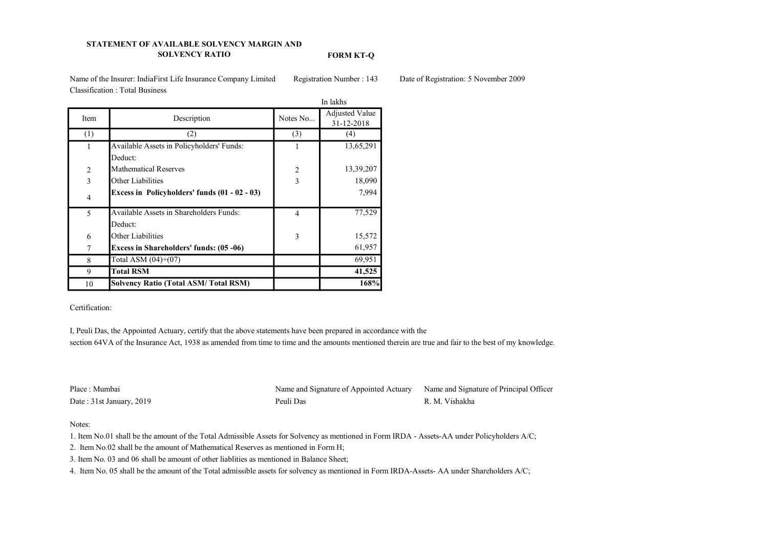**STATEMENT OF AVAILABLE SOLVENCY MARGIN AND SOLVENCY RATIO** **FORM KT-Q**

Name of the Insurer: IndiaFirst Life Insurance Company Limited Registration Number : 143 Date of Registration: 5 November 2009

Classification : Total Business

In lakhs

| Item | Description | Notes No... | Adjusted Value 31-12-2018 |
|---|---|---|---|
| (1) | (2) | (3) | (4) |
| 1 | Available Assets in Policyholders' Funds: | 1 | 13,65,291 |
| | Deduct: | | |
| 2 | Mathematical Reserves | 2 | 13,39,207 |
| 3 | Other Liabilities | 3 | 18,090 |
| 4 | **Excess in Policyholders' funds (01 - 02 - 03)** | | 7,994 |
| 5 | Available Assets in Shareholders Funds: | 4 | 77,529 |
| | Deduct: | | |
| 6 | Other Liabilities | 3 | 15,572 |
| 7 | **Excess in Shareholders' funds: (05 -06)** | | 61,957 |
| 8 | Total ASM (04)+(07) | | 69,951 |
| 9 | **Total RSM** | | **41,525** |
| 10 | **Solvency Ratio (Total ASM/ Total RSM)** | | **168%** |

Certification:

I, Peuli Das, the Appointed Actuary, certify that the above statements have been prepared in accordance with the section 64VA of the Insurance Act, 1938 as amended from time to time and the amounts mentioned therein are true and fair to the best of my knowledge.

| | | |
|---|---|---|
| Place : Mumbai | Name and Signature of Appointed Actuary | Name and Signature of Principal Officer |
| Date : 31st January, 2019 | Peuli Das | R. M. Vishakha |

Notes:

1. Item No.01 shall be the amount of the Total Admissible Assets for Solvency as mentioned in Form IRDA - Assets-AA under Policyholders A/C;
2. Item No.02 shall be the amount of Mathematical Reserves as mentioned in Form H;
3. Item No. 03 and 06 shall be amount of other liablities as mentioned in Balance Sheet;
4. Item No. 05 shall be the amount of the Total admissible assets for solvency as mentioned in Form IRDA-Assets- AA under Shareholders A/C;